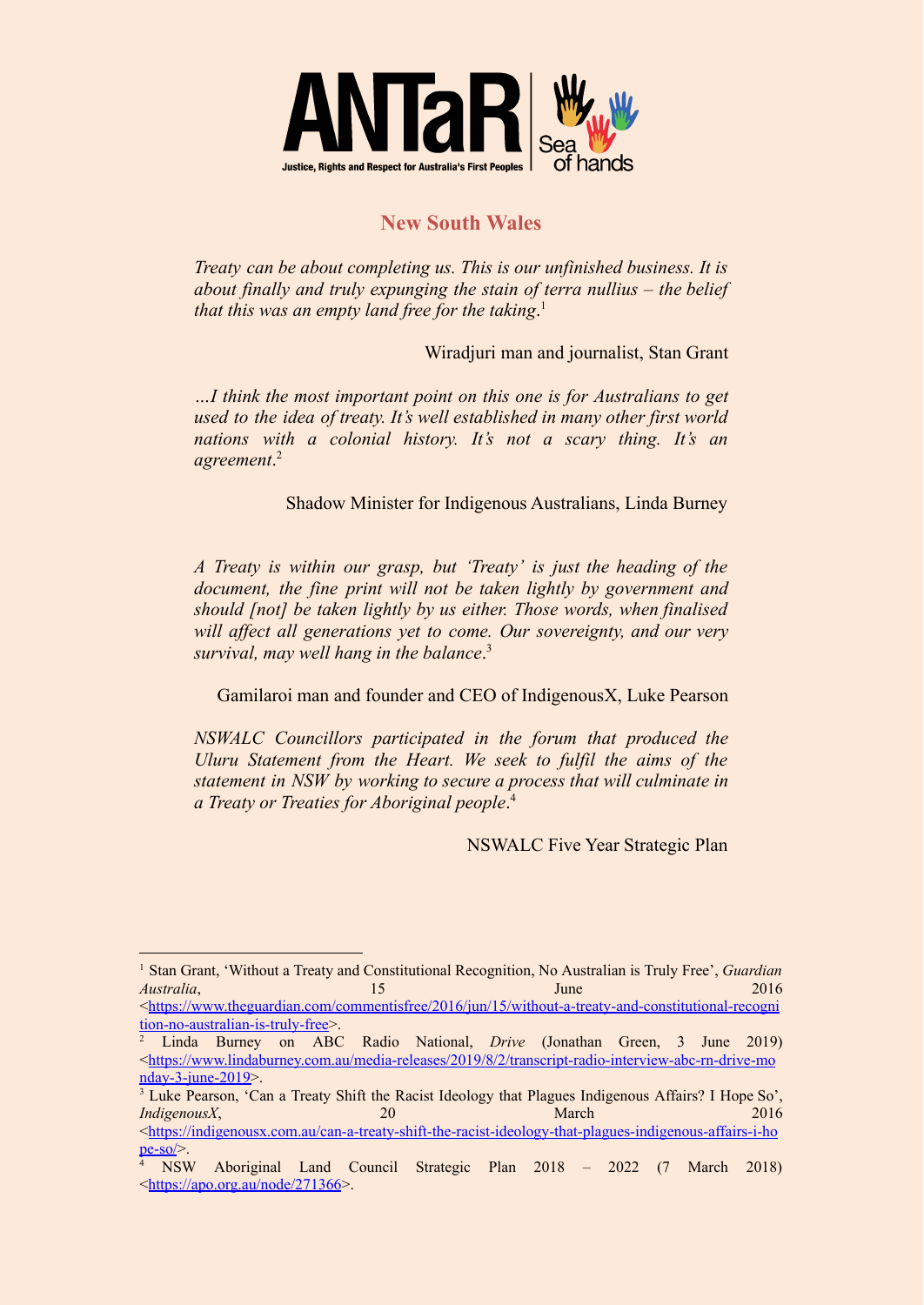ANTaR
Justice, Rights and Respect for Australia's First Peoples

Sea of hands

## New South Wales

*Treaty can be about completing us. This is our unfinished business. It is about finally and truly expunging the stain of terra nullius – the belief that this was an empty land free for the taking*.[1]

Wiradjuri man and journalist, Stan Grant

*…I think the most important point on this one is for Australians to get used to the idea of treaty. It's well established in many other first world nations with a colonial history. It's not a scary thing. It's an agreement*.[2]

Shadow Minister for Indigenous Australians, Linda Burney

*A Treaty is within our grasp, but 'Treaty' is just the heading of the document, the fine print will not be taken lightly by government and should [not] be taken lightly by us either. Those words, when finalised will affect all generations yet to come. Our sovereignty, and our very survival, may well hang in the balance*.[3]

Gamilaroi man and founder and CEO of IndigenousX, Luke Pearson

*NSWALC Councillors participated in the forum that produced the Uluru Statement from the Heart. We seek to fulfil the aims of the statement in NSW by working to secure a process that will culminate in a Treaty or Treaties for Aboriginal people*.[4]

NSWALC Five Year Strategic Plan

---

[1] Stan Grant, 'Without a Treaty and Constitutional Recognition, No Australian is Truly Free', *Guardian Australia*, 15 June 2016 <https://www.theguardian.com/commentisfree/2016/jun/15/without-a-treaty-and-constitutional-recognition-no-australian-is-truly-free>.

[2] Linda Burney on ABC Radio National, *Drive* (Jonathan Green, 3 June 2019) <https://www.lindaburney.com.au/media-releases/2019/8/2/transcript-radio-interview-abc-rn-drive-monday-3-june-2019>.

[3] Luke Pearson, 'Can a Treaty Shift the Racist Ideology that Plagues Indigenous Affairs? I Hope So', *IndigenousX*, 20 March 2016 <https://indigenousx.com.au/can-a-treaty-shift-the-racist-ideology-that-plagues-indigenous-affairs-i-hope-so/>.

[4] NSW Aboriginal Land Council Strategic Plan 2018 – 2022 (7 March 2018) <https://apo.org.au/node/271366>.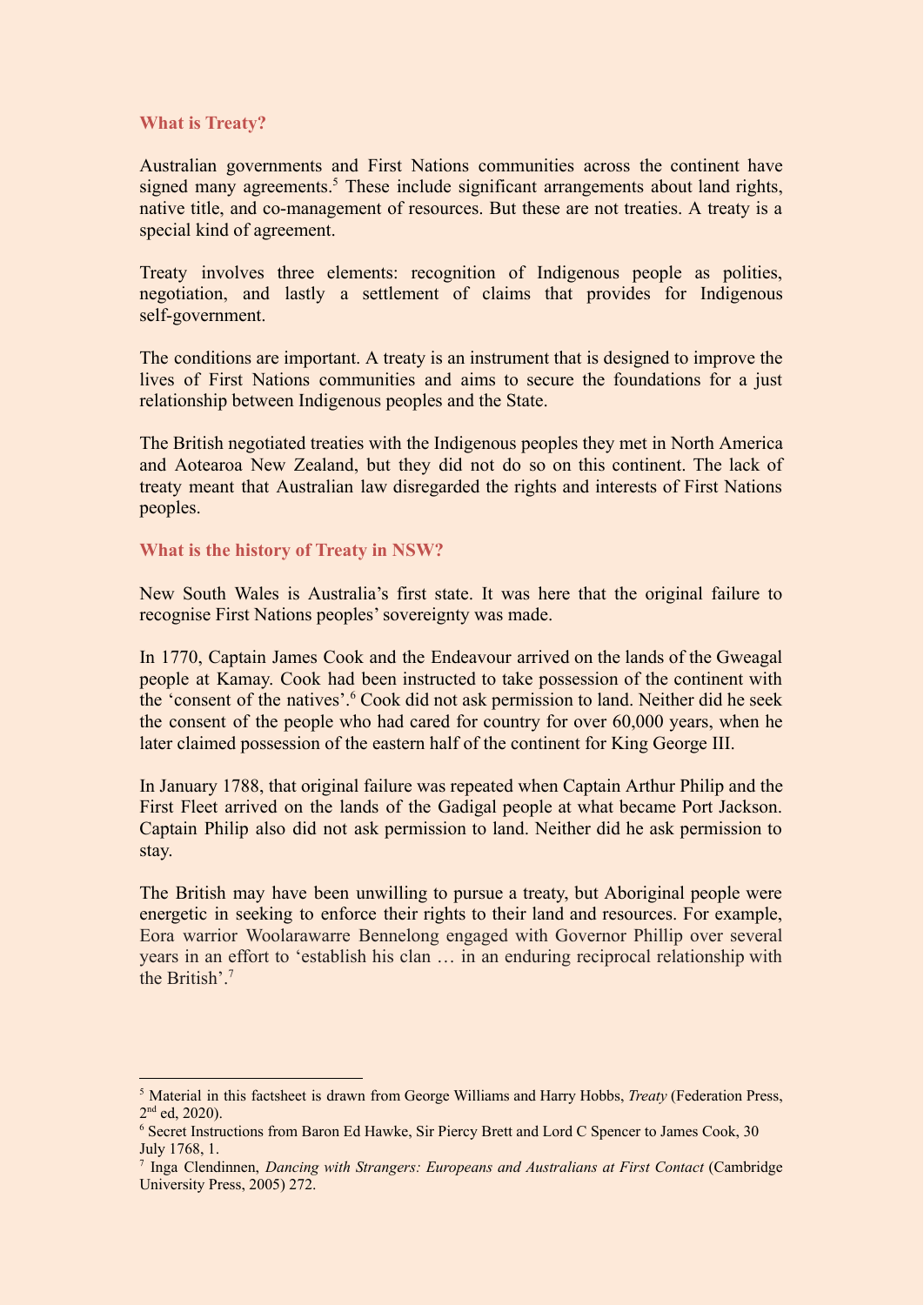## What is Treaty?

Australian governments and First Nations communities across the continent have signed many agreements.[5] These include significant arrangements about land rights, native title, and co-management of resources. But these are not treaties. A treaty is a special kind of agreement.

Treaty involves three elements: recognition of Indigenous people as polities, negotiation, and lastly a settlement of claims that provides for Indigenous self-government.

The conditions are important. A treaty is an instrument that is designed to improve the lives of First Nations communities and aims to secure the foundations for a just relationship between Indigenous peoples and the State.

The British negotiated treaties with the Indigenous peoples they met in North America and Aotearoa New Zealand, but they did not do so on this continent. The lack of treaty meant that Australian law disregarded the rights and interests of First Nations peoples.

## What is the history of Treaty in NSW?

New South Wales is Australia's first state. It was here that the original failure to recognise First Nations peoples' sovereignty was made.

In 1770, Captain James Cook and the Endeavour arrived on the lands of the Gweagal people at Kamay. Cook had been instructed to take possession of the continent with the 'consent of the natives'.[6] Cook did not ask permission to land. Neither did he seek the consent of the people who had cared for country for over 60,000 years, when he later claimed possession of the eastern half of the continent for King George III.

In January 1788, that original failure was repeated when Captain Arthur Philip and the First Fleet arrived on the lands of the Gadigal people at what became Port Jackson. Captain Philip also did not ask permission to land. Neither did he ask permission to stay.

The British may have been unwilling to pursue a treaty, but Aboriginal people were energetic in seeking to enforce their rights to their land and resources. For example, Eora warrior Woolarawarre Bennelong engaged with Governor Phillip over several years in an effort to 'establish his clan … in an enduring reciprocal relationship with the British'.[7]

---

[5] Material in this factsheet is drawn from George Williams and Harry Hobbs, *Treaty* (Federation Press, 2nd ed, 2020).

[6] Secret Instructions from Baron Ed Hawke, Sir Piercy Brett and Lord C Spencer to James Cook, 30 July 1768, 1.

[7] Inga Clendinnen, *Dancing with Strangers: Europeans and Australians at First Contact* (Cambridge University Press, 2005) 272.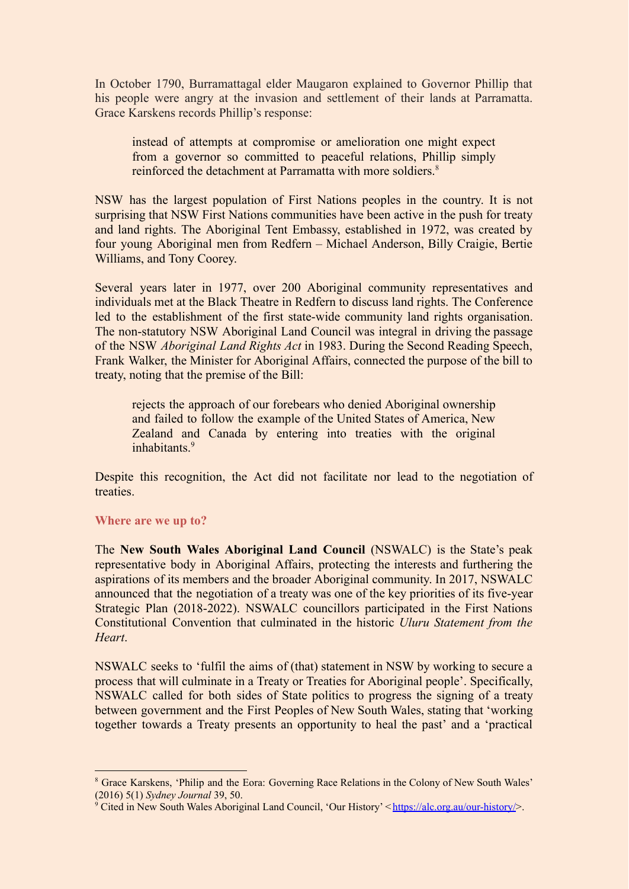In October 1790, Burramattagal elder Maugaron explained to Governor Phillip that his people were angry at the invasion and settlement of their lands at Parramatta. Grace Karskens records Phillip's response:

> instead of attempts at compromise or amelioration one might expect from a governor so committed to peaceful relations, Phillip simply reinforced the detachment at Parramatta with more soldiers.[8]

NSW has the largest population of First Nations peoples in the country. It is not surprising that NSW First Nations communities have been active in the push for treaty and land rights. The Aboriginal Tent Embassy, established in 1972, was created by four young Aboriginal men from Redfern – Michael Anderson, Billy Craigie, Bertie Williams, and Tony Coorey.

Several years later in 1977, over 200 Aboriginal community representatives and individuals met at the Black Theatre in Redfern to discuss land rights. The Conference led to the establishment of the first state-wide community land rights organisation. The non-statutory NSW Aboriginal Land Council was integral in driving the passage of the NSW *Aboriginal Land Rights Act* in 1983. During the Second Reading Speech, Frank Walker, the Minister for Aboriginal Affairs, connected the purpose of the bill to treaty, noting that the premise of the Bill:

> rejects the approach of our forebears who denied Aboriginal ownership and failed to follow the example of the United States of America, New Zealand and Canada by entering into treaties with the original inhabitants.[9]

Despite this recognition, the Act did not facilitate nor lead to the negotiation of treaties.

### Where are we up to?

The **New South Wales Aboriginal Land Council** (NSWALC) is the State's peak representative body in Aboriginal Affairs, protecting the interests and furthering the aspirations of its members and the broader Aboriginal community. In 2017, NSWALC announced that the negotiation of a treaty was one of the key priorities of its five-year Strategic Plan (2018-2022). NSWALC councillors participated in the First Nations Constitutional Convention that culminated in the historic *Uluru Statement from the Heart*.

NSWALC seeks to 'fulfil the aims of (that) statement in NSW by working to secure a process that will culminate in a Treaty or Treaties for Aboriginal people'. Specifically, NSWALC called for both sides of State politics to progress the signing of a treaty between government and the First Peoples of New South Wales, stating that 'working together towards a Treaty presents an opportunity to heal the past' and a 'practical

---

[8] Grace Karskens, 'Philip and the Eora: Governing Race Relations in the Colony of New South Wales' (2016) 5(1) *Sydney Journal* 39, 50.

[9] Cited in New South Wales Aboriginal Land Council, 'Our History' <https://alc.org.au/our-history/>.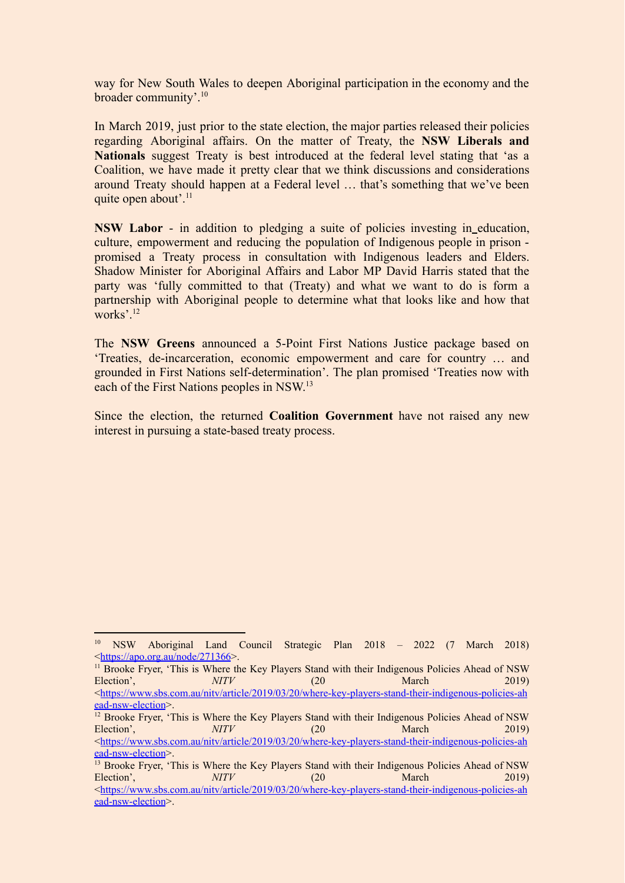way for New South Wales to deepen Aboriginal participation in the economy and the broader community'.[10]

In March 2019, just prior to the state election, the major parties released their policies regarding Aboriginal affairs. On the matter of Treaty, the **NSW Liberals and Nationals** suggest Treaty is best introduced at the federal level stating that 'as a Coalition, we have made it pretty clear that we think discussions and considerations around Treaty should happen at a Federal level … that's something that we've been quite open about'.[11]

**NSW Labor** - in addition to pledging a suite of policies investing in education, culture, empowerment and reducing the population of Indigenous people in prison - promised a Treaty process in consultation with Indigenous leaders and Elders. Shadow Minister for Aboriginal Affairs and Labor MP David Harris stated that the party was 'fully committed to that (Treaty) and what we want to do is form a partnership with Aboriginal people to determine what that looks like and how that works'.[12]

The **NSW Greens** announced a 5-Point First Nations Justice package based on 'Treaties, de-incarceration, economic empowerment and care for country … and grounded in First Nations self-determination'. The plan promised 'Treaties now with each of the First Nations peoples in NSW.[13]

Since the election, the returned **Coalition Government** have not raised any new interest in pursuing a state-based treaty process.

---

[10] NSW Aboriginal Land Council Strategic Plan 2018 – 2022 (7 March 2018) <https://apo.org.au/node/271366>.

[11] Brooke Fryer, 'This is Where the Key Players Stand with their Indigenous Policies Ahead of NSW Election', *NITV* (20 March 2019) <https://www.sbs.com.au/nitv/article/2019/03/20/where-key-players-stand-their-indigenous-policies-ahead-nsw-election>.

[12] Brooke Fryer, 'This is Where the Key Players Stand with their Indigenous Policies Ahead of NSW Election', *NITV* (20 March 2019) <https://www.sbs.com.au/nitv/article/2019/03/20/where-key-players-stand-their-indigenous-policies-ahead-nsw-election>.

[13] Brooke Fryer, 'This is Where the Key Players Stand with their Indigenous Policies Ahead of NSW Election', *NITV* (20 March 2019) <https://www.sbs.com.au/nitv/article/2019/03/20/where-key-players-stand-their-indigenous-policies-ahead-nsw-election>.